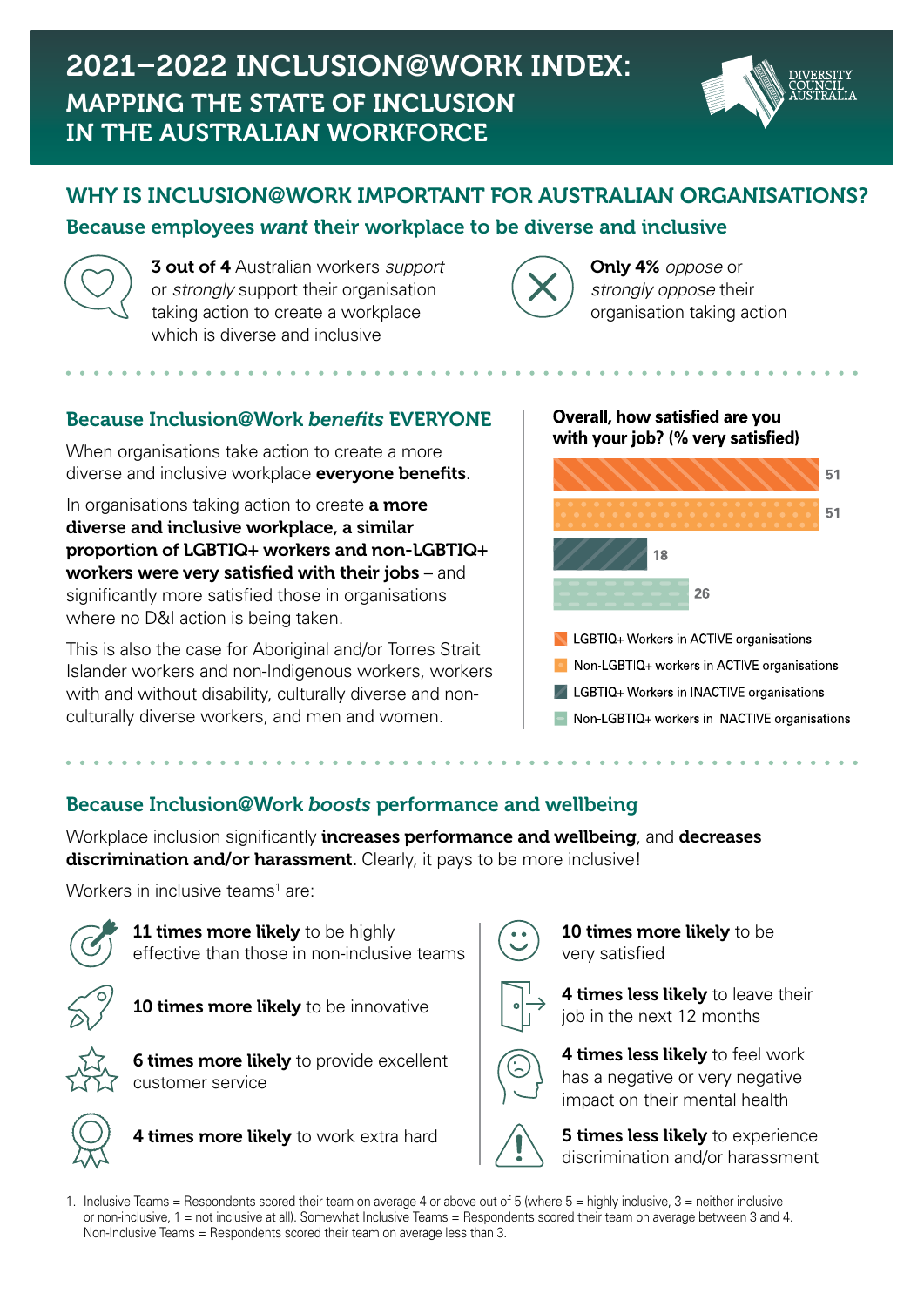# 2021–2022 INCLUSION@WORK INDEX: MAPPING THE STATE OF INCLUSION IN THE AUSTRALIAN WORKFORCE

DIVERSITY COUNCIL AUSTRALIA

## WHY IS INCLUSION@WORK IMPORTANT FOR AUSTRALIAN ORGANISATIONS?

### Because employees *want* their workplace to be diverse and inclusive

**3 out of 4** Australian workers *support* or *strongly* support their organisation taking action to create a workplace which is diverse and inclusive

**Only 4%** *oppose* or *strongly oppose* their organisation taking action

### Because Inclusion@Work *benefits* EVERYONE

When organisations take action to create a more diverse and inclusive workplace **everyone benefits**.

In organisations taking action to create **a more diverse and inclusive workplace, a similar proportion of LGBTIQ+ workers and non-LGBTIQ+ workers were very satisfied with their jobs** – and significantly more satisfied those in organisations where no D&I action is being taken.

This is also the case for Aboriginal and/or Torres Strait Islander workers and non-Indigenous workers, workers with and without disability, culturally diverse and non-culturally diverse workers, and men and women.

**Overall, how satisfied are you with your job? (% very satisfied)**

| Group | % very satisfied |
|---|---|
| LGBTIQ+ Workers in ACTIVE organisations | 51 |
| Non-LGBTIQ+ workers in ACTIVE organisations | 51 |
| LGBTIQ+ Workers in INACTIVE organisations | 18 |
| Non-LGBTIQ+ workers in INACTIVE organisations | 26 |

### Because Inclusion@Work *boosts* performance and wellbeing

Workplace inclusion significantly **increases performance and wellbeing**, and **decreases discrimination and/or harassment.** Clearly, it pays to be more inclusive!

Workers in inclusive teams[1] are:

- **11 times more likely** to be highly effective than those in non-inclusive teams
- **10 times more likely** to be innovative
- **6 times more likely** to provide excellent customer service
- **4 times more likely** to work extra hard
- **10 times more likely** to be very satisfied
- **4 times less likely** to leave their job in the next 12 months
- **4 times less likely** to feel work has a negative or very negative impact on their mental health
- **5 times less likely** to experience discrimination and/or harassment

1. Inclusive Teams = Respondents scored their team on average 4 or above out of 5 (where 5 = highly inclusive, 3 = neither inclusive or non-inclusive, 1 = not inclusive at all). Somewhat Inclusive Teams = Respondents scored their team on average between 3 and 4. Non-Inclusive Teams = Respondents scored their team on average less than 3.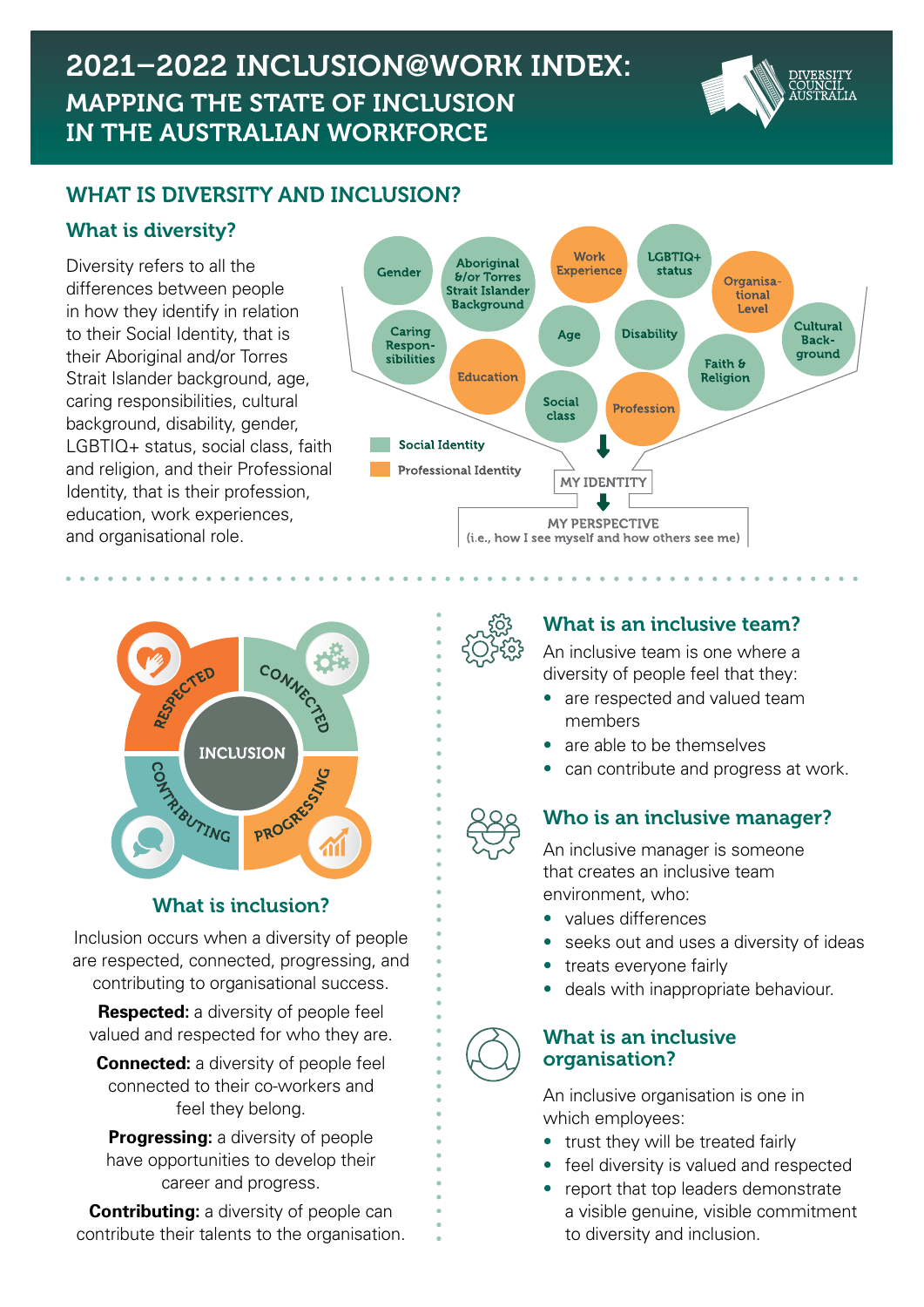# 2021–2022 INCLUSION@WORK INDEX: MAPPING THE STATE OF INCLUSION IN THE AUSTRALIAN WORKFORCE

DIVERSITY COUNCIL AUSTRALIA

## WHAT IS DIVERSITY AND INCLUSION?

### What is diversity?

Diversity refers to all the differences between people in how they identify in relation to their Social Identity, that is their Aboriginal and/or Torres Strait Islander background, age, caring responsibilities, cultural background, disability, gender, LGBTIQ+ status, social class, faith and religion, and their Professional Identity, that is their profession, education, work experiences, and organisational role.

Gender
Aboriginal &/or Torres Strait Islander Background
Work Experience
LGBTIQ+ status
Organisational Level
Caring Responsibilities
Age
Disability
Cultural Background
Education
Social class
Faith & Religion
Profession

Social Identity
Professional Identity

MY IDENTITY

MY PERSPECTIVE
(i.e., how I see myself and how others see me)

RESPECTED
CONNECTED
INCLUSION
CONTRIBUTING
PROGRESSING

### What is inclusion?

Inclusion occurs when a diversity of people are respected, connected, progressing, and contributing to organisational success.

**Respected:** a diversity of people feel valued and respected for who they are.

**Connected:** a diversity of people feel connected to their co-workers and feel they belong.

**Progressing:** a diversity of people have opportunities to develop their career and progress.

**Contributing:** a diversity of people can contribute their talents to the organisation.

### What is an inclusive team?

An inclusive team is one where a diversity of people feel that they:

- are respected and valued team members
- are able to be themselves
- can contribute and progress at work.

### Who is an inclusive manager?

An inclusive manager is someone that creates an inclusive team environment, who:

- values differences
- seeks out and uses a diversity of ideas
- treats everyone fairly
- deals with inappropriate behaviour.

### What is an inclusive organisation?

An inclusive organisation is one in which employees:

- trust they will be treated fairly
- feel diversity is valued and respected
- report that top leaders demonstrate a visible genuine, visible commitment to diversity and inclusion.